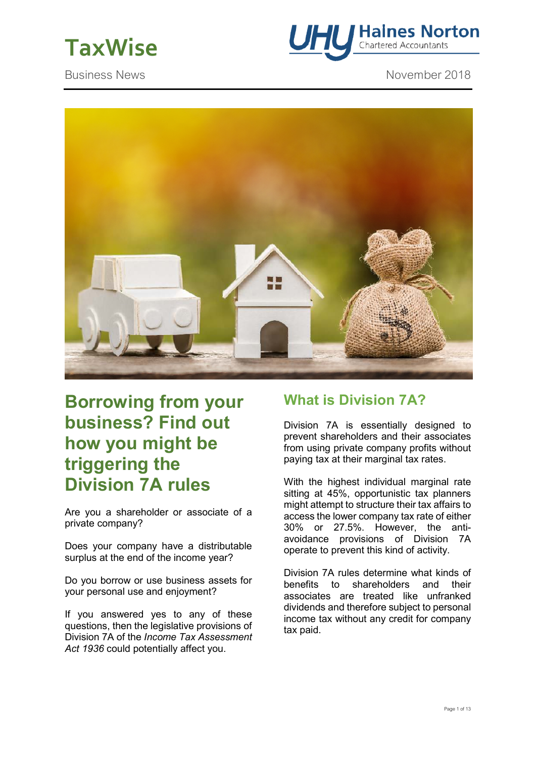# TaxWise

Business News

November 2018

## Borrowing from your business? Find out how you might be triggering the Division 7A rules

Are you a shareholder or associate of a private company?

Does your company have a distributable surplus at the end of the income year?

Do you borrow or use business assets for your personal use and enjoyment?

If you answered yes to any of these questions, then the legislative provisions of Division 7A of the *Income Tax Assessment Act 1936* could potentially affect you.

### What is Division 7A?

Division 7A is essentially designed to prevent shareholders and their associates from using private company profits without paying tax at their marginal tax rates.

With the highest individual marginal rate sitting at 45%, opportunistic tax planners might attempt to structure their tax affairs to access the lower company tax rate of either 30% or 27.5%. However, the anti-avoidance provisions of Division 7A operate to prevent this kind of activity.

Division 7A rules determine what kinds of benefits to shareholders and their associates are treated like unfranked dividends and therefore subject to personal income tax without any credit for company tax paid.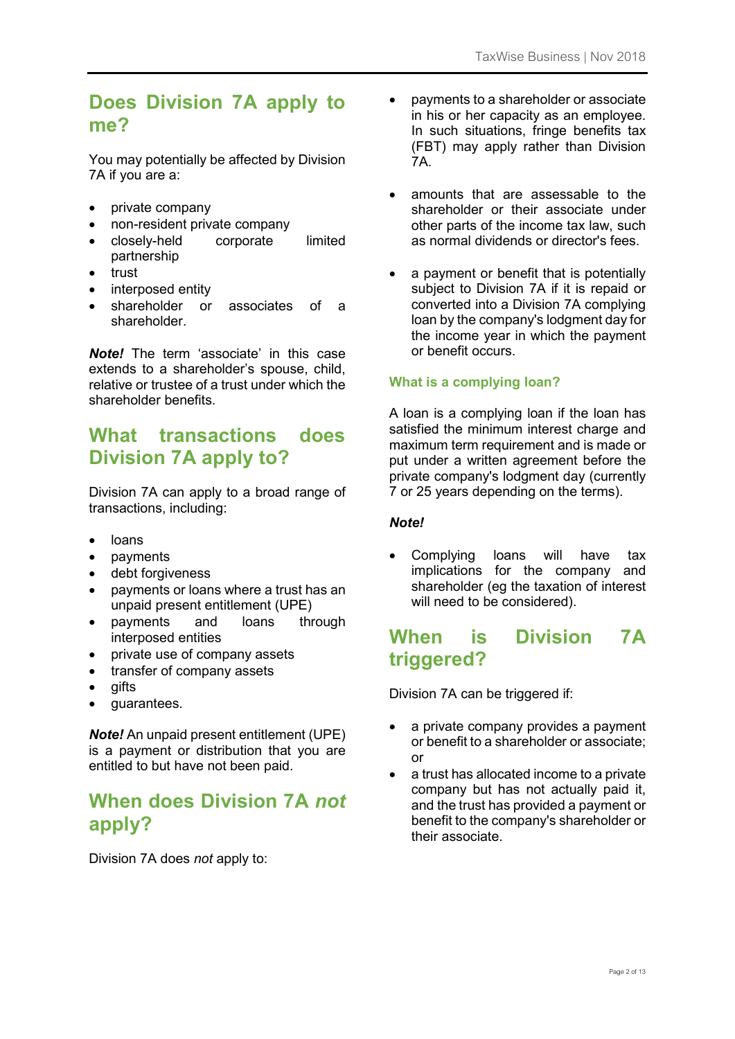## Does Division 7A apply to me?

You may potentially be affected by Division 7A if you are a:

- private company
- non-resident private company
- closely-held corporate limited partnership
- trust
- interposed entity
- shareholder or associates of a shareholder.

***Note!*** The term 'associate' in this case extends to a shareholder's spouse, child, relative or trustee of a trust under which the shareholder benefits.

## What transactions does Division 7A apply to?

Division 7A can apply to a broad range of transactions, including:

- loans
- payments
- debt forgiveness
- payments or loans where a trust has an unpaid present entitlement (UPE)
- payments and loans through interposed entities
- private use of company assets
- transfer of company assets
- gifts
- guarantees.

***Note!*** An unpaid present entitlement (UPE) is a payment or distribution that you are entitled to but have not been paid.

## When does Division 7A *not* apply?

Division 7A does *not* apply to:

- payments to a shareholder or associate in his or her capacity as an employee. In such situations, fringe benefits tax (FBT) may apply rather than Division 7A.
- amounts that are assessable to the shareholder or their associate under other parts of the income tax law, such as normal dividends or director's fees.
- a payment or benefit that is potentially subject to Division 7A if it is repaid or converted into a Division 7A complying loan by the company's lodgment day for the income year in which the payment or benefit occurs.

### What is a complying loan?

A loan is a complying loan if the loan has satisfied the minimum interest charge and maximum term requirement and is made or put under a written agreement before the private company's lodgment day (currently 7 or 25 years depending on the terms).

***Note!***

- Complying loans will have tax implications for the company and shareholder (eg the taxation of interest will need to be considered).

## When is Division 7A triggered?

Division 7A can be triggered if:

- a private company provides a payment or benefit to a shareholder or associate; or
- a trust has allocated income to a private company but has not actually paid it, and the trust has provided a payment or benefit to the company's shareholder or their associate.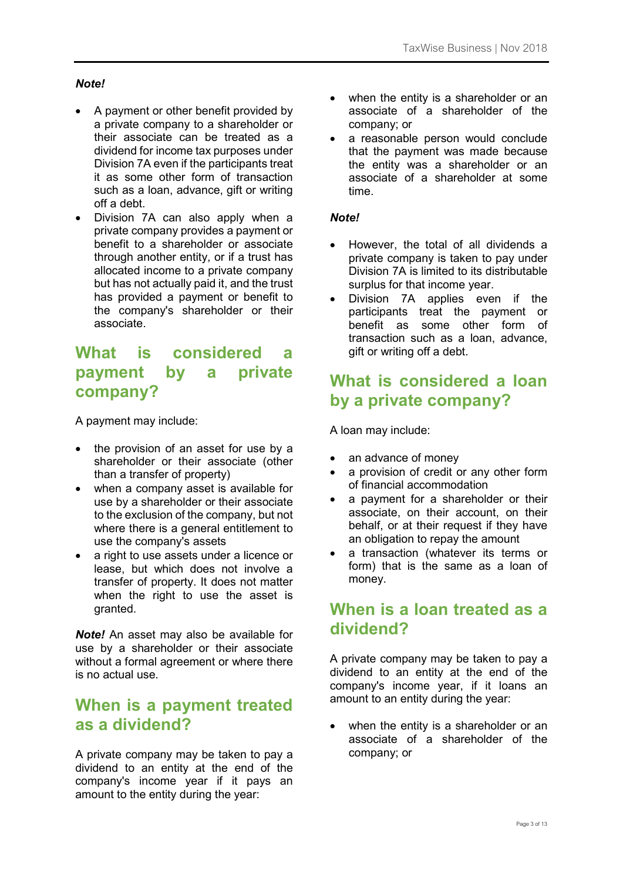***Note!***

- A payment or other benefit provided by a private company to a shareholder or their associate can be treated as a dividend for income tax purposes under Division 7A even if the participants treat it as some other form of transaction such as a loan, advance, gift or writing off a debt.
- Division 7A can also apply when a private company provides a payment or benefit to a shareholder or associate through another entity, or if a trust has allocated income to a private company but has not actually paid it, and the trust has provided a payment or benefit to the company's shareholder or their associate.

## What is considered a payment by a private company?

A payment may include:

- the provision of an asset for use by a shareholder or their associate (other than a transfer of property)
- when a company asset is available for use by a shareholder or their associate to the exclusion of the company, but not where there is a general entitlement to use the company's assets
- a right to use assets under a licence or lease, but which does not involve a transfer of property. It does not matter when the right to use the asset is granted.

***Note!*** An asset may also be available for use by a shareholder or their associate without a formal agreement or where there is no actual use.

## When is a payment treated as a dividend?

A private company may be taken to pay a dividend to an entity at the end of the company's income year if it pays an amount to the entity during the year:

- when the entity is a shareholder or an associate of a shareholder of the company; or
- a reasonable person would conclude that the payment was made because the entity was a shareholder or an associate of a shareholder at some time.

***Note!***

- However, the total of all dividends a private company is taken to pay under Division 7A is limited to its distributable surplus for that income year.
- Division 7A applies even if the participants treat the payment or benefit as some other form of transaction such as a loan, advance, gift or writing off a debt.

## What is considered a loan by a private company?

A loan may include:

- an advance of money
- a provision of credit or any other form of financial accommodation
- a payment for a shareholder or their associate, on their account, on their behalf, or at their request if they have an obligation to repay the amount
- a transaction (whatever its terms or form) that is the same as a loan of money.

## When is a loan treated as a dividend?

A private company may be taken to pay a dividend to an entity at the end of the company's income year, if it loans an amount to an entity during the year:

- when the entity is a shareholder or an associate of a shareholder of the company; or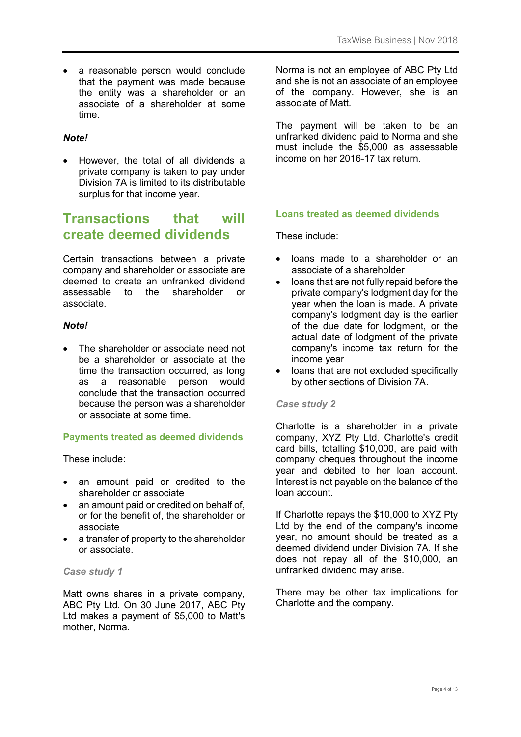- a reasonable person would conclude that the payment was made because the entity was a shareholder or an associate of a shareholder at some time.

***Note!***

- However, the total of all dividends a private company is taken to pay under Division 7A is limited to its distributable surplus for that income year.

## Transactions that will create deemed dividends

Certain transactions between a private company and shareholder or associate are deemed to create an unfranked dividend assessable to the shareholder or associate.

***Note!***

- The shareholder or associate need not be a shareholder or associate at the time the transaction occurred, as long as a reasonable person would conclude that the transaction occurred because the person was a shareholder or associate at some time.

### Payments treated as deemed dividends

These include:

- an amount paid or credited to the shareholder or associate
- an amount paid or credited on behalf of, or for the benefit of, the shareholder or associate
- a transfer of property to the shareholder or associate.

*Case study 1*

Matt owns shares in a private company, ABC Pty Ltd. On 30 June 2017, ABC Pty Ltd makes a payment of $5,000 to Matt's mother, Norma.

Norma is not an employee of ABC Pty Ltd and she is not an associate of an employee of the company. However, she is an associate of Matt.

The payment will be taken to be an unfranked dividend paid to Norma and she must include the $5,000 as assessable income on her 2016-17 tax return.

### Loans treated as deemed dividends

These include:

- loans made to a shareholder or an associate of a shareholder
- loans that are not fully repaid before the private company's lodgment day for the year when the loan is made. A private company's lodgment day is the earlier of the due date for lodgment, or the actual date of lodgment of the private company's income tax return for the income year
- loans that are not excluded specifically by other sections of Division 7A.

*Case study 2*

Charlotte is a shareholder in a private company, XYZ Pty Ltd. Charlotte's credit card bills, totalling $10,000, are paid with company cheques throughout the income year and debited to her loan account. Interest is not payable on the balance of the loan account.

If Charlotte repays the $10,000 to XYZ Pty Ltd by the end of the company's income year, no amount should be treated as a deemed dividend under Division 7A. If she does not repay all of the $10,000, an unfranked dividend may arise.

There may be other tax implications for Charlotte and the company.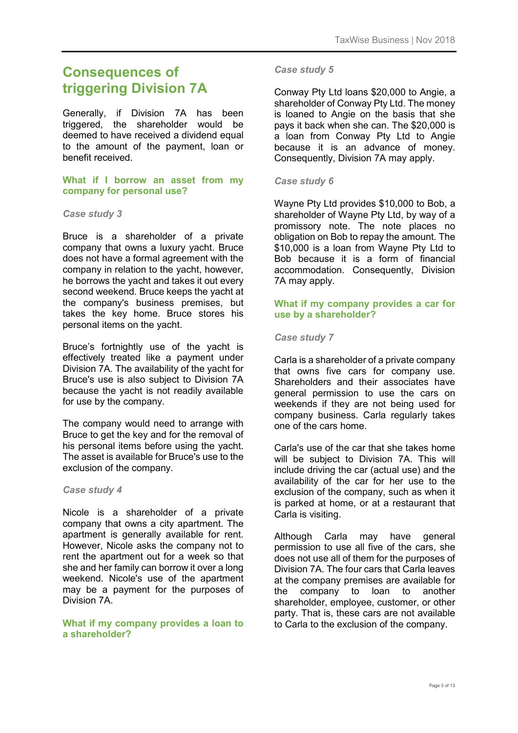## Consequences of triggering Division 7A

Generally, if Division 7A has been triggered, the shareholder would be deemed to have received a dividend equal to the amount of the payment, loan or benefit received.

### What if I borrow an asset from my company for personal use?

#### *Case study 3*

Bruce is a shareholder of a private company that owns a luxury yacht. Bruce does not have a formal agreement with the company in relation to the yacht, however, he borrows the yacht and takes it out every second weekend. Bruce keeps the yacht at the company's business premises, but takes the key home. Bruce stores his personal items on the yacht.

Bruce's fortnightly use of the yacht is effectively treated like a payment under Division 7A. The availability of the yacht for Bruce's use is also subject to Division 7A because the yacht is not readily available for use by the company.

The company would need to arrange with Bruce to get the key and for the removal of his personal items before using the yacht. The asset is available for Bruce's use to the exclusion of the company.

#### *Case study 4*

Nicole is a shareholder of a private company that owns a city apartment. The apartment is generally available for rent. However, Nicole asks the company not to rent the apartment out for a week so that she and her family can borrow it over a long weekend. Nicole's use of the apartment may be a payment for the purposes of Division 7A.

### What if my company provides a loan to a shareholder?

#### *Case study 5*

Conway Pty Ltd loans $20,000 to Angie, a shareholder of Conway Pty Ltd. The money is loaned to Angie on the basis that she pays it back when she can. The $20,000 is a loan from Conway Pty Ltd to Angie because it is an advance of money. Consequently, Division 7A may apply.

#### *Case study 6*

Wayne Pty Ltd provides $10,000 to Bob, a shareholder of Wayne Pty Ltd, by way of a promissory note. The note places no obligation on Bob to repay the amount. The $10,000 is a loan from Wayne Pty Ltd to Bob because it is a form of financial accommodation. Consequently, Division 7A may apply.

### What if my company provides a car for use by a shareholder?

#### *Case study 7*

Carla is a shareholder of a private company that owns five cars for company use. Shareholders and their associates have general permission to use the cars on weekends if they are not being used for company business. Carla regularly takes one of the cars home.

Carla's use of the car that she takes home will be subject to Division 7A. This will include driving the car (actual use) and the availability of the car for her use to the exclusion of the company, such as when it is parked at home, or at a restaurant that Carla is visiting.

Although Carla may have general permission to use all five of the cars, she does not use all of them for the purposes of Division 7A. The four cars that Carla leaves at the company premises are available for the company to loan to another shareholder, employee, customer, or other party. That is, these cars are not available to Carla to the exclusion of the company.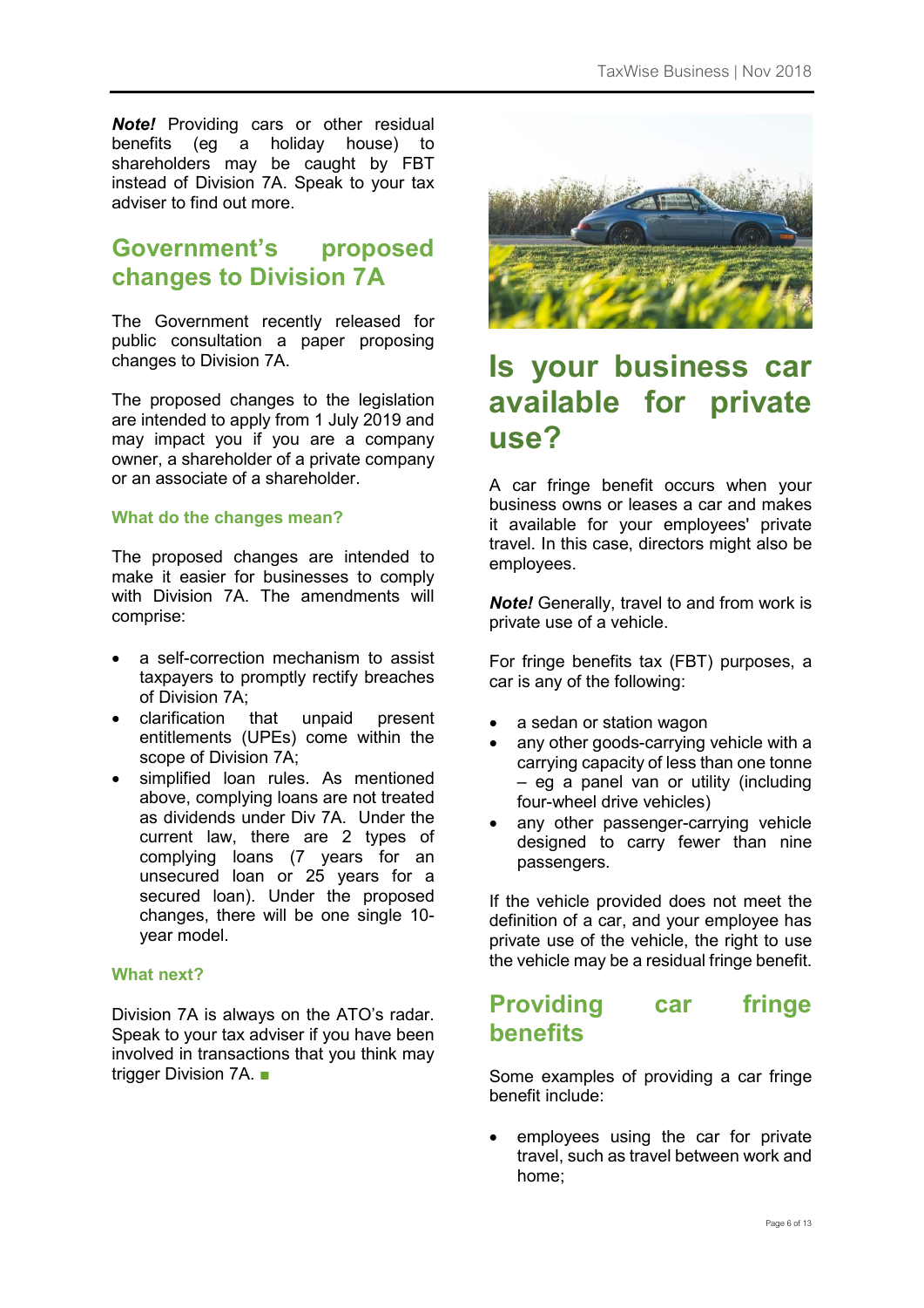***Note!*** Providing cars or other residual benefits (eg a holiday house) to shareholders may be caught by FBT instead of Division 7A. Speak to your tax adviser to find out more.

## Government's proposed changes to Division 7A

The Government recently released for public consultation a paper proposing changes to Division 7A.

The proposed changes to the legislation are intended to apply from 1 July 2019 and may impact you if you are a company owner, a shareholder of a private company or an associate of a shareholder.

### What do the changes mean?

The proposed changes are intended to make it easier for businesses to comply with Division 7A. The amendments will comprise:

- a self-correction mechanism to assist taxpayers to promptly rectify breaches of Division 7A;
- clarification that unpaid present entitlements (UPEs) come within the scope of Division 7A;
- simplified loan rules. As mentioned above, complying loans are not treated as dividends under Div 7A. Under the current law, there are 2 types of complying loans (7 years for an unsecured loan or 25 years for a secured loan). Under the proposed changes, there will be one single 10-year model.

### What next?

Division 7A is always on the ATO's radar. Speak to your tax adviser if you have been involved in transactions that you think may trigger Division 7A. ■

## Is your business car available for private use?

A car fringe benefit occurs when your business owns or leases a car and makes it available for your employees' private travel. In this case, directors might also be employees.

***Note!*** Generally, travel to and from work is private use of a vehicle.

For fringe benefits tax (FBT) purposes, a car is any of the following:

- a sedan or station wagon
- any other goods-carrying vehicle with a carrying capacity of less than one tonne – eg a panel van or utility (including four-wheel drive vehicles)
- any other passenger-carrying vehicle designed to carry fewer than nine passengers.

If the vehicle provided does not meet the definition of a car, and your employee has private use of the vehicle, the right to use the vehicle may be a residual fringe benefit.

## Providing car fringe benefits

Some examples of providing a car fringe benefit include:

- employees using the car for private travel, such as travel between work and home;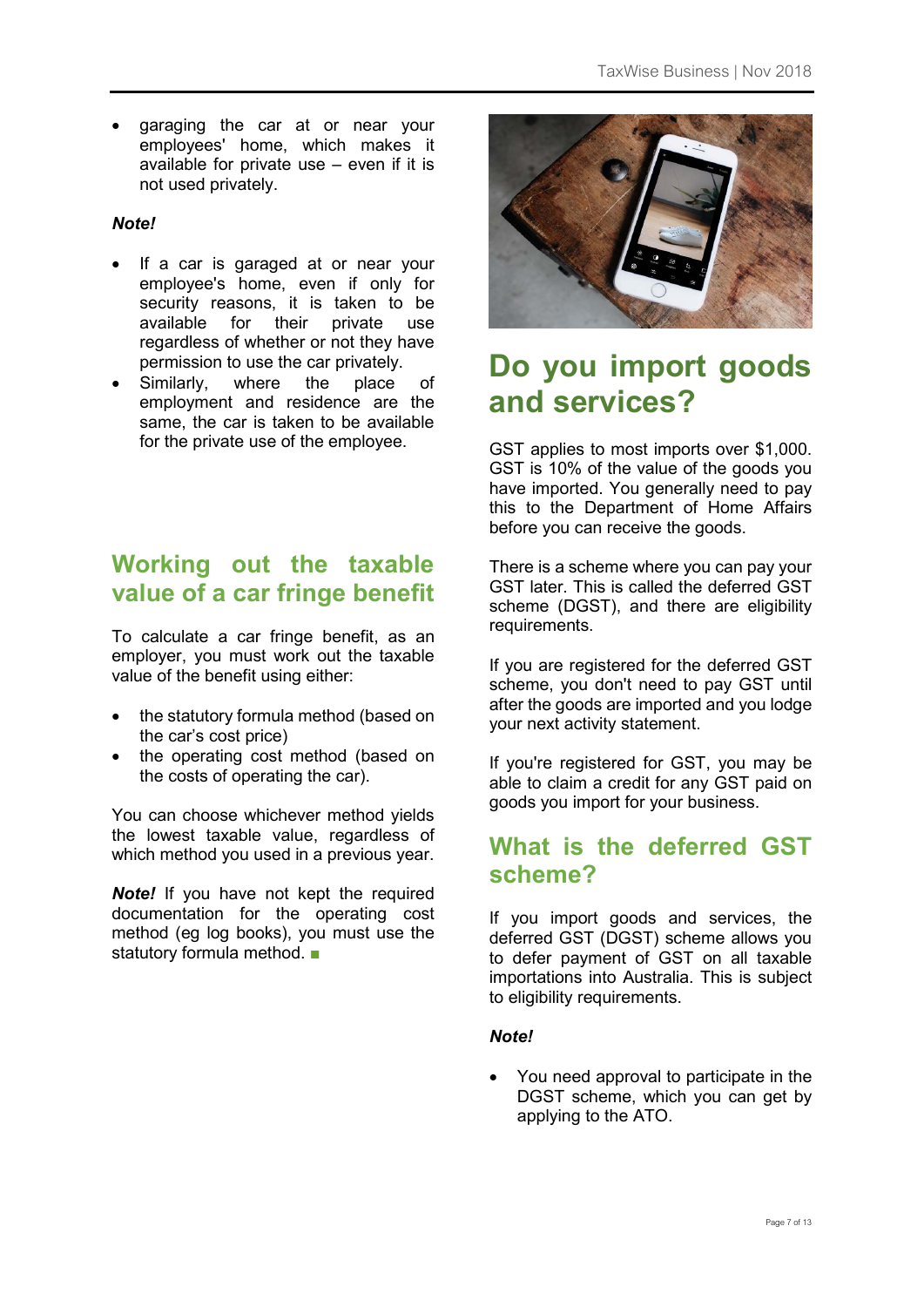- garaging the car at or near your employees' home, which makes it available for private use – even if it is not used privately.

***Note!***

- If a car is garaged at or near your employee's home, even if only for security reasons, it is taken to be available for their private use regardless of whether or not they have permission to use the car privately.
- Similarly, where the place of employment and residence are the same, the car is taken to be available for the private use of the employee.

## Working out the taxable value of a car fringe benefit

To calculate a car fringe benefit, as an employer, you must work out the taxable value of the benefit using either:

- the statutory formula method (based on the car's cost price)
- the operating cost method (based on the costs of operating the car).

You can choose whichever method yields the lowest taxable value, regardless of which method you used in a previous year.

***Note!*** If you have not kept the required documentation for the operating cost method (eg log books), you must use the statutory formula method. ■

## Do you import goods and services?

GST applies to most imports over $1,000. GST is 10% of the value of the goods you have imported. You generally need to pay this to the Department of Home Affairs before you can receive the goods.

There is a scheme where you can pay your GST later. This is called the deferred GST scheme (DGST), and there are eligibility requirements.

If you are registered for the deferred GST scheme, you don't need to pay GST until after the goods are imported and you lodge your next activity statement.

If you're registered for GST, you may be able to claim a credit for any GST paid on goods you import for your business.

## What is the deferred GST scheme?

If you import goods and services, the deferred GST (DGST) scheme allows you to defer payment of GST on all taxable importations into Australia. This is subject to eligibility requirements.

***Note!***

- You need approval to participate in the DGST scheme, which you can get by applying to the ATO.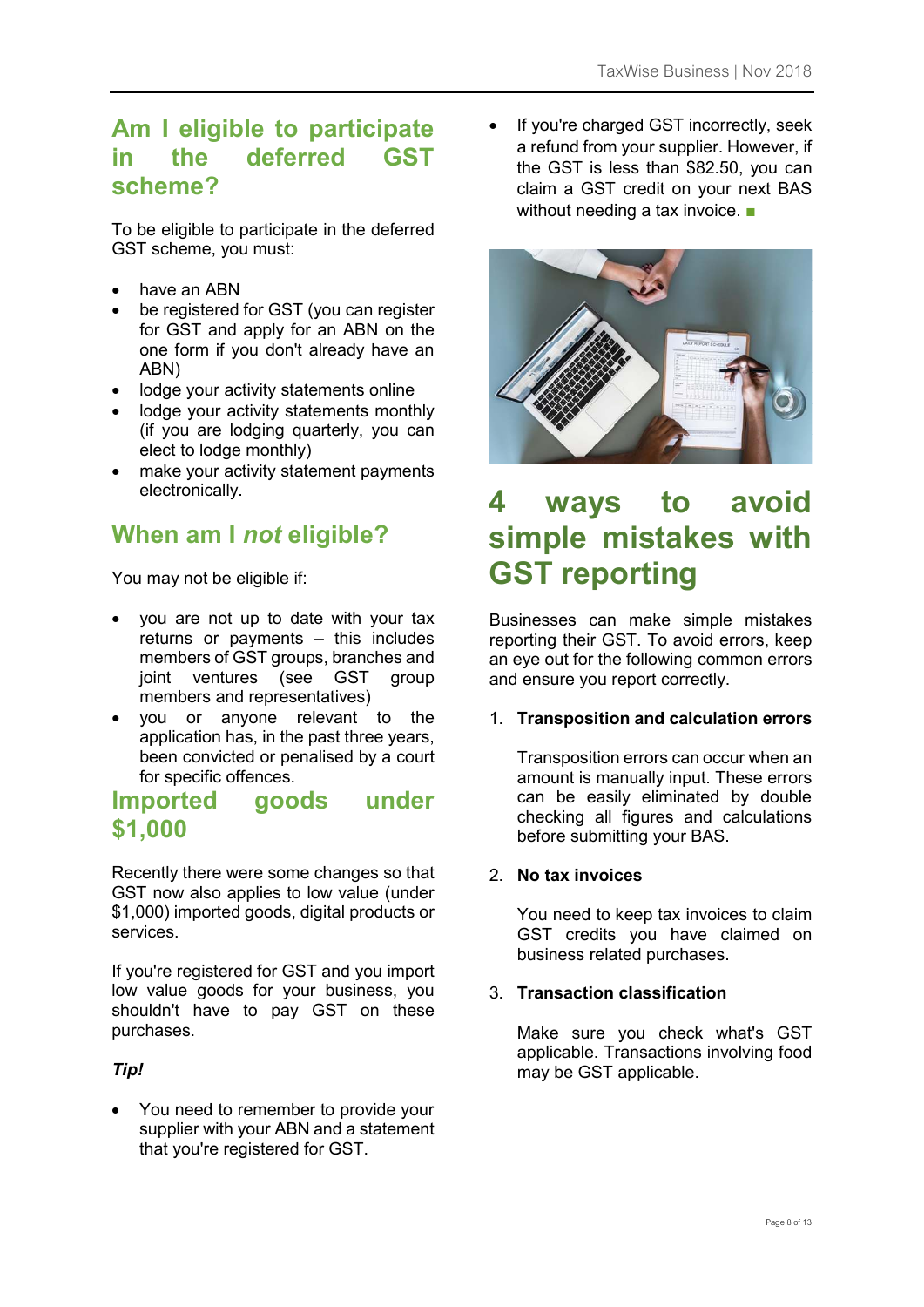## Am I eligible to participate in the deferred GST scheme?

To be eligible to participate in the deferred GST scheme, you must:

- have an ABN
- be registered for GST (you can register for GST and apply for an ABN on the one form if you don't already have an ABN)
- lodge your activity statements online
- lodge your activity statements monthly (if you are lodging quarterly, you can elect to lodge monthly)
- make your activity statement payments electronically.

## When am I *not* eligible?

You may not be eligible if:

- you are not up to date with your tax returns or payments – this includes members of GST groups, branches and joint ventures (see GST group members and representatives)
- you or anyone relevant to the application has, in the past three years, been convicted or penalised by a court for specific offences.

## Imported goods under $1,000

Recently there were some changes so that GST now also applies to low value (under $1,000) imported goods, digital products or services.

If you're registered for GST and you import low value goods for your business, you shouldn't have to pay GST on these purchases.

***Tip!***

- You need to remember to provide your supplier with your ABN and a statement that you're registered for GST.
- If you're charged GST incorrectly, seek a refund from your supplier. However, if the GST is less than $82.50, you can claim a GST credit on your next BAS without needing a tax invoice. ■

## 4 ways to avoid simple mistakes with GST reporting

Businesses can make simple mistakes reporting their GST. To avoid errors, keep an eye out for the following common errors and ensure you report correctly.

1. **Transposition and calculation errors**

   Transposition errors can occur when an amount is manually input. These errors can be easily eliminated by double checking all figures and calculations before submitting your BAS.

2. **No tax invoices**

   You need to keep tax invoices to claim GST credits you have claimed on business related purchases.

3. **Transaction classification**

   Make sure you check what's GST applicable. Transactions involving food may be GST applicable.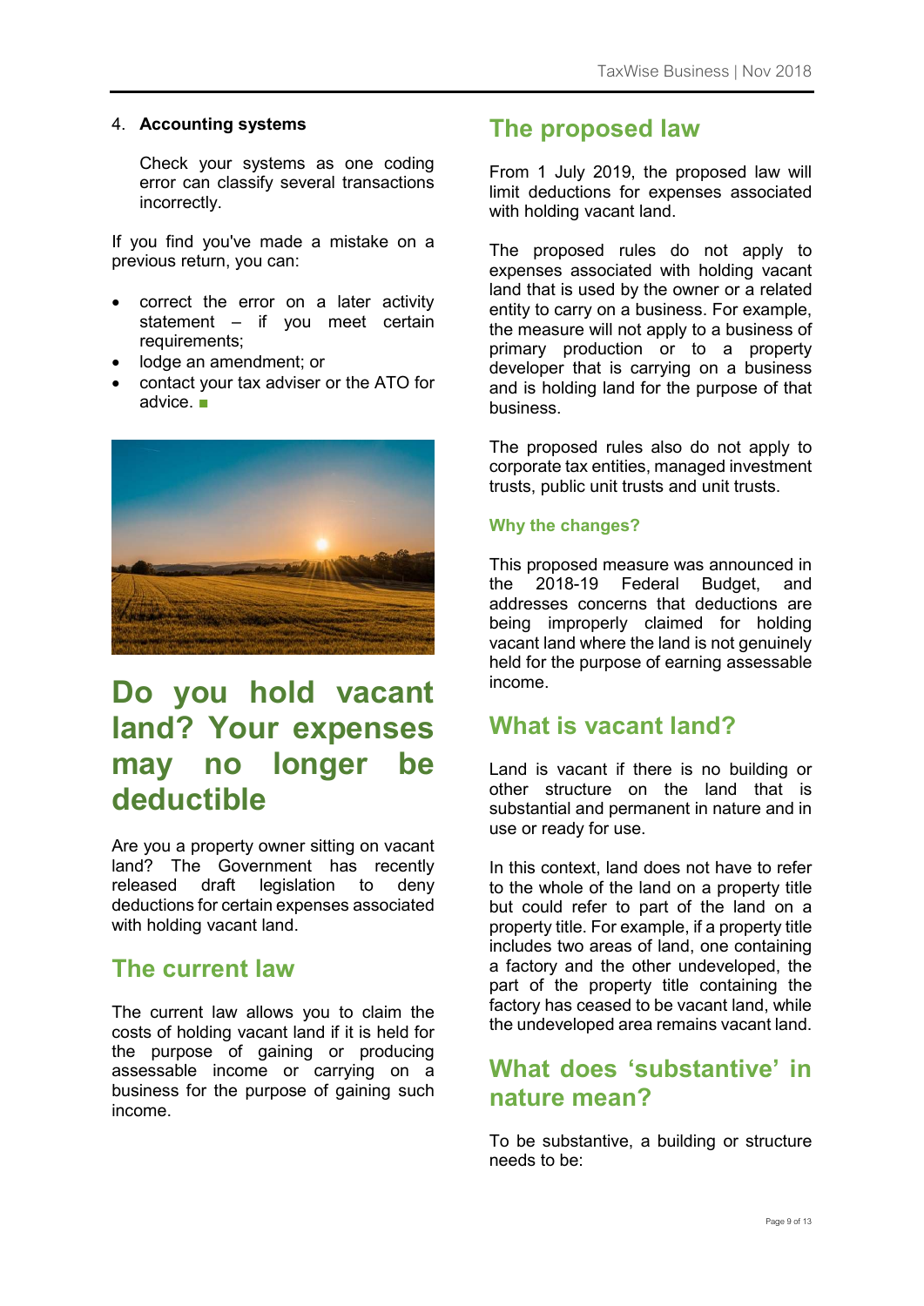4. **Accounting systems**

   Check your systems as one coding error can classify several transactions incorrectly.

If you find you've made a mistake on a previous return, you can:

- correct the error on a later activity statement – if you meet certain requirements;
- lodge an amendment; or
- contact your tax adviser or the ATO for advice. ■

# Do you hold vacant land? Your expenses may no longer be deductible

Are you a property owner sitting on vacant land? The Government has recently released draft legislation to deny deductions for certain expenses associated with holding vacant land.

## The current law

The current law allows you to claim the costs of holding vacant land if it is held for the purpose of gaining or producing assessable income or carrying on a business for the purpose of gaining such income.

## The proposed law

From 1 July 2019, the proposed law will limit deductions for expenses associated with holding vacant land.

The proposed rules do not apply to expenses associated with holding vacant land that is used by the owner or a related entity to carry on a business. For example, the measure will not apply to a business of primary production or to a property developer that is carrying on a business and is holding land for the purpose of that business.

The proposed rules also do not apply to corporate tax entities, managed investment trusts, public unit trusts and unit trusts.

### Why the changes?

This proposed measure was announced in the 2018-19 Federal Budget, and addresses concerns that deductions are being improperly claimed for holding vacant land where the land is not genuinely held for the purpose of earning assessable income.

## What is vacant land?

Land is vacant if there is no building or other structure on the land that is substantial and permanent in nature and in use or ready for use.

In this context, land does not have to refer to the whole of the land on a property title but could refer to part of the land on a property title. For example, if a property title includes two areas of land, one containing a factory and the other undeveloped, the part of the property title containing the factory has ceased to be vacant land, while the undeveloped area remains vacant land.

## What does 'substantive' in nature mean?

To be substantive, a building or structure needs to be: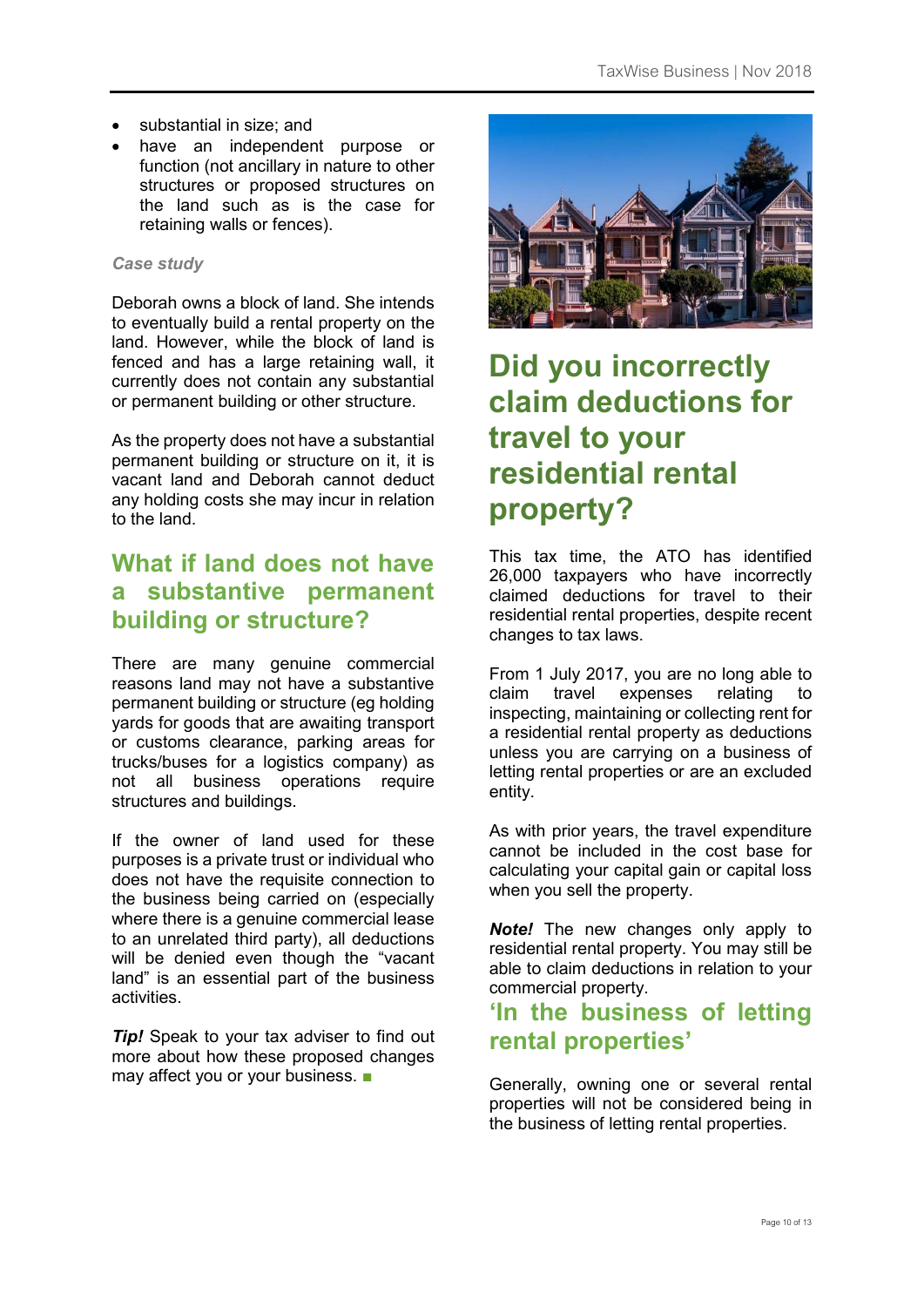- substantial in size; and
- have an independent purpose or function (not ancillary in nature to other structures or proposed structures on the land such as is the case for retaining walls or fences).

*Case study*

Deborah owns a block of land. She intends to eventually build a rental property on the land. However, while the block of land is fenced and has a large retaining wall, it currently does not contain any substantial or permanent building or other structure.

As the property does not have a substantial permanent building or structure on it, it is vacant land and Deborah cannot deduct any holding costs she may incur in relation to the land.

## What if land does not have a substantive permanent building or structure?

There are many genuine commercial reasons land may not have a substantive permanent building or structure (eg holding yards for goods that are awaiting transport or customs clearance, parking areas for trucks/buses for a logistics company) as not all business operations require structures and buildings.

If the owner of land used for these purposes is a private trust or individual who does not have the requisite connection to the business being carried on (especially where there is a genuine commercial lease to an unrelated third party), all deductions will be denied even though the "vacant land" is an essential part of the business activities.

***Tip!*** Speak to your tax adviser to find out more about how these proposed changes may affect you or your business. ■

# Did you incorrectly claim deductions for travel to your residential rental property?

This tax time, the ATO has identified 26,000 taxpayers who have incorrectly claimed deductions for travel to their residential rental properties, despite recent changes to tax laws.

From 1 July 2017, you are no long able to claim travel expenses relating to inspecting, maintaining or collecting rent for a residential rental property as deductions unless you are carrying on a business of letting rental properties or are an excluded entity.

As with prior years, the travel expenditure cannot be included in the cost base for calculating your capital gain or capital loss when you sell the property.

***Note!*** The new changes only apply to residential rental property. You may still be able to claim deductions in relation to your commercial property.

## 'In the business of letting rental properties'

Generally, owning one or several rental properties will not be considered being in the business of letting rental properties.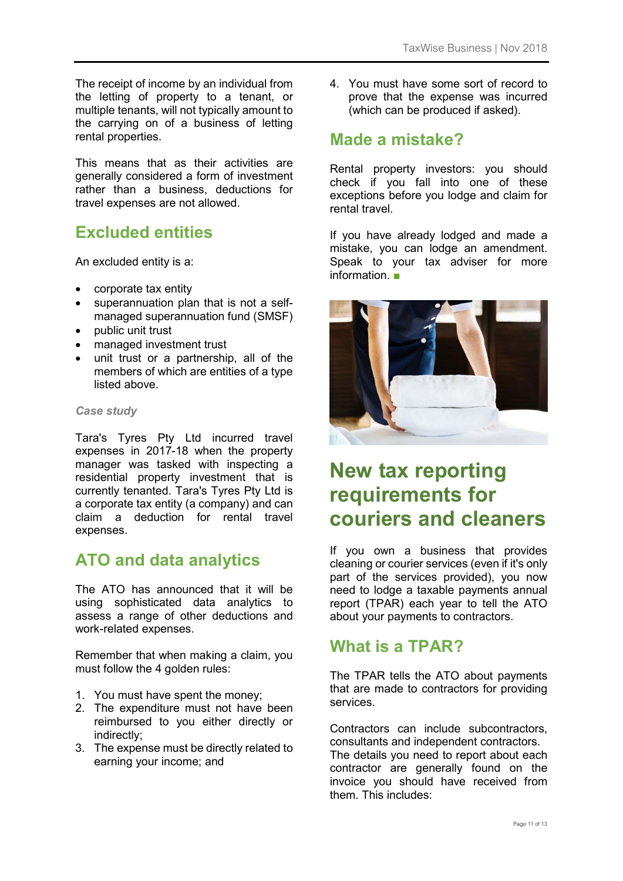The receipt of income by an individual from the letting of property to a tenant, or multiple tenants, will not typically amount to the carrying on of a business of letting rental properties.

This means that as their activities are generally considered a form of investment rather than a business, deductions for travel expenses are not allowed.

## Excluded entities

An excluded entity is a:

- corporate tax entity
- superannuation plan that is not a self-managed superannuation fund (SMSF)
- public unit trust
- managed investment trust
- unit trust or a partnership, all of the members of which are entities of a type listed above.

*Case study*

Tara's Tyres Pty Ltd incurred travel expenses in 2017-18 when the property manager was tasked with inspecting a residential property investment that is currently tenanted. Tara's Tyres Pty Ltd is a corporate tax entity (a company) and can claim a deduction for rental travel expenses.

## ATO and data analytics

The ATO has announced that it will be using sophisticated data analytics to assess a range of other deductions and work-related expenses.

Remember that when making a claim, you must follow the 4 golden rules:

1. You must have spent the money;
2. The expenditure must not have been reimbursed to you either directly or indirectly;
3. The expense must be directly related to earning your income; and
4. You must have some sort of record to prove that the expense was incurred (which can be produced if asked).

## Made a mistake?

Rental property investors: you should check if you fall into one of these exceptions before you lodge and claim for rental travel.

If you have already lodged and made a mistake, you can lodge an amendment. Speak to your tax adviser for more information. ■

# New tax reporting requirements for couriers and cleaners

If you own a business that provides cleaning or courier services (even if it's only part of the services provided), you now need to lodge a taxable payments annual report (TPAR) each year to tell the ATO about your payments to contractors.

## What is a TPAR?

The TPAR tells the ATO about payments that are made to contractors for providing services.

Contractors can include subcontractors, consultants and independent contractors. The details you need to report about each contractor are generally found on the invoice you should have received from them. This includes: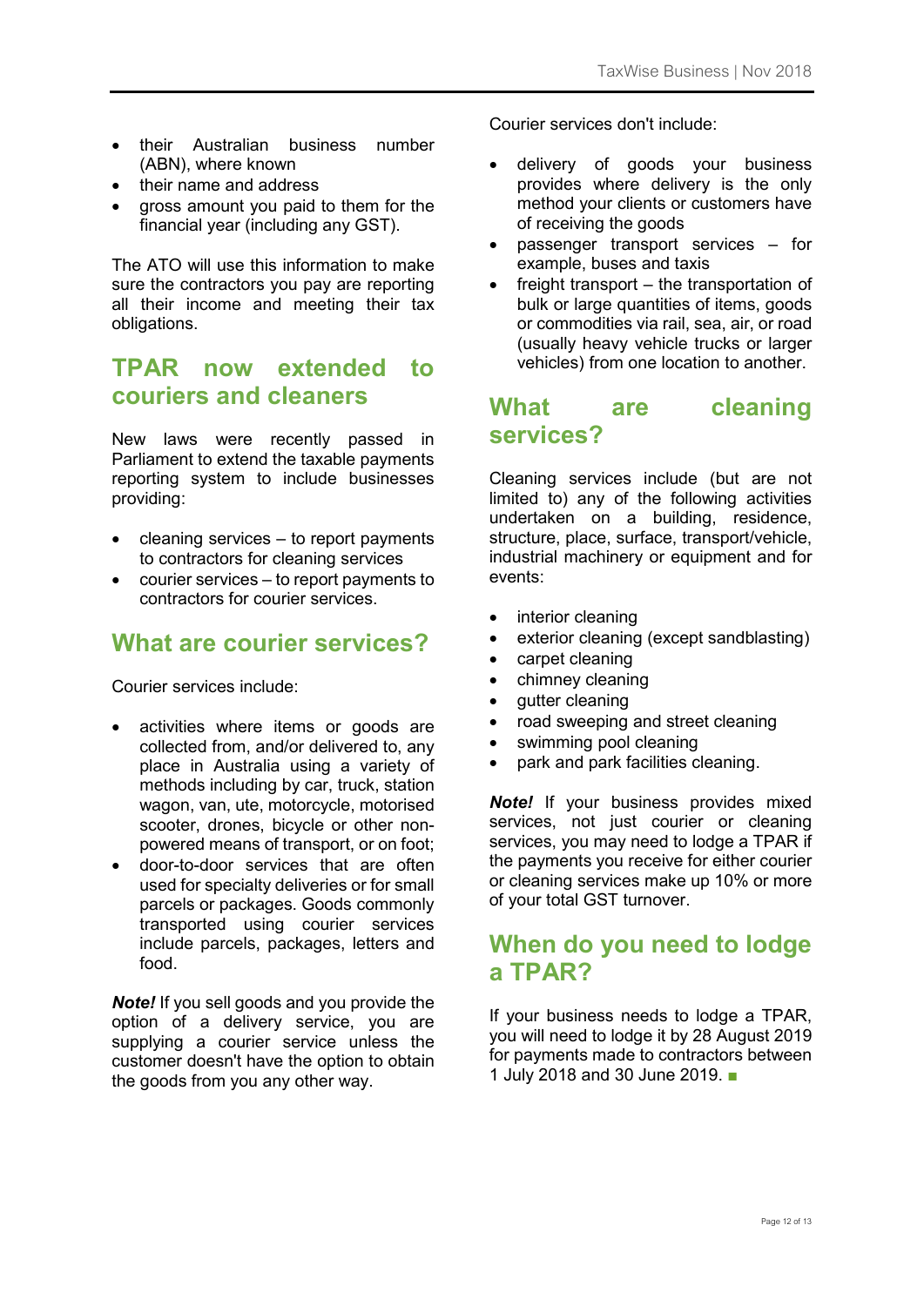- their Australian business number (ABN), where known
- their name and address
- gross amount you paid to them for the financial year (including any GST).

The ATO will use this information to make sure the contractors you pay are reporting all their income and meeting their tax obligations.

## TPAR now extended to couriers and cleaners

New laws were recently passed in Parliament to extend the taxable payments reporting system to include businesses providing:

- cleaning services – to report payments to contractors for cleaning services
- courier services – to report payments to contractors for courier services.

## What are courier services?

Courier services include:

- activities where items or goods are collected from, and/or delivered to, any place in Australia using a variety of methods including by car, truck, station wagon, van, ute, motorcycle, motorised scooter, drones, bicycle or other non-powered means of transport, or on foot;
- door-to-door services that are often used for specialty deliveries or for small parcels or packages. Goods commonly transported using courier services include parcels, packages, letters and food.

***Note!*** If you sell goods and you provide the option of a delivery service, you are supplying a courier service unless the customer doesn't have the option to obtain the goods from you any other way.

Courier services don't include:

- delivery of goods your business provides where delivery is the only method your clients or customers have of receiving the goods
- passenger transport services – for example, buses and taxis
- freight transport – the transportation of bulk or large quantities of items, goods or commodities via rail, sea, air, or road (usually heavy vehicle trucks or larger vehicles) from one location to another.

## What are cleaning services?

Cleaning services include (but are not limited to) any of the following activities undertaken on a building, residence, structure, place, surface, transport/vehicle, industrial machinery or equipment and for events:

- interior cleaning
- exterior cleaning (except sandblasting)
- carpet cleaning
- chimney cleaning
- gutter cleaning
- road sweeping and street cleaning
- swimming pool cleaning
- park and park facilities cleaning.

***Note!*** If your business provides mixed services, not just courier or cleaning services, you may need to lodge a TPAR if the payments you receive for either courier or cleaning services make up 10% or more of your total GST turnover.

## When do you need to lodge a TPAR?

If your business needs to lodge a TPAR, you will need to lodge it by 28 August 2019 for payments made to contractors between 1 July 2018 and 30 June 2019. ■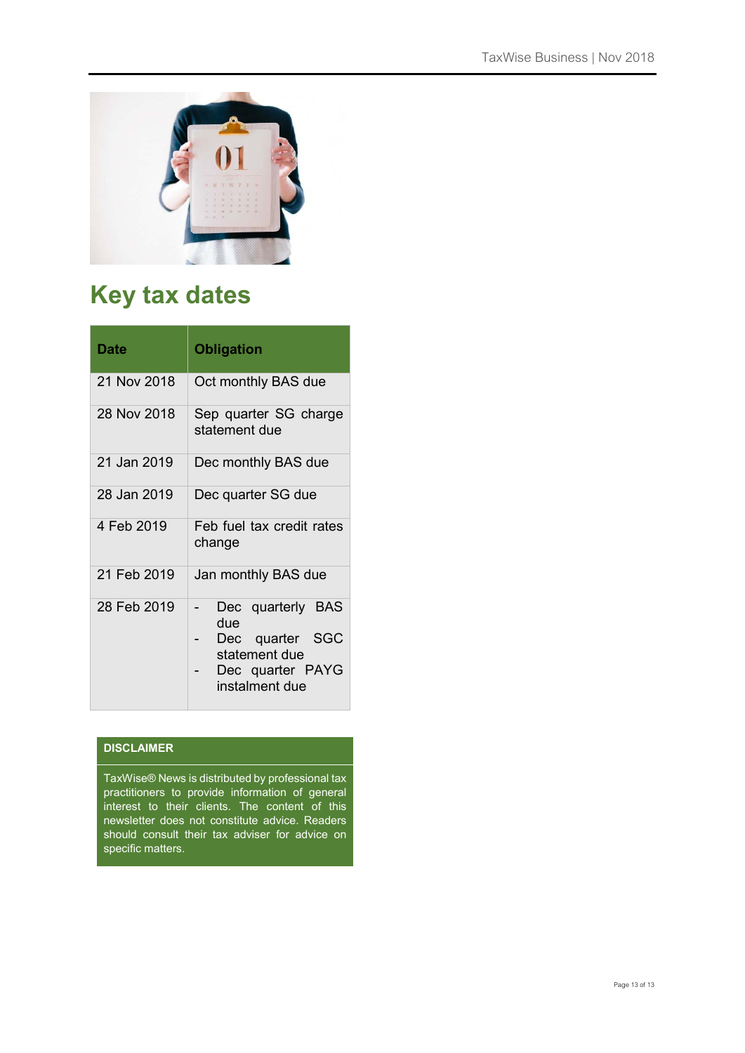# Key tax dates

| Date | Obligation |
| --- | --- |
| 21 Nov 2018 | Oct monthly BAS due |
| 28 Nov 2018 | Sep quarter SG charge statement due |
| 21 Jan 2019 | Dec monthly BAS due |
| 28 Jan 2019 | Dec quarter SG due |
| 4 Feb 2019 | Feb fuel tax credit rates change |
| 21 Feb 2019 | Jan monthly BAS due |
| 28 Feb 2019 | - Dec quarterly BAS due<br>- Dec quarter SGC statement due<br>- Dec quarter PAYG instalment due |

**DISCLAIMER**

TaxWise® News is distributed by professional tax practitioners to provide information of general interest to their clients. The content of this newsletter does not constitute advice. Readers should consult their tax adviser for advice on specific matters.